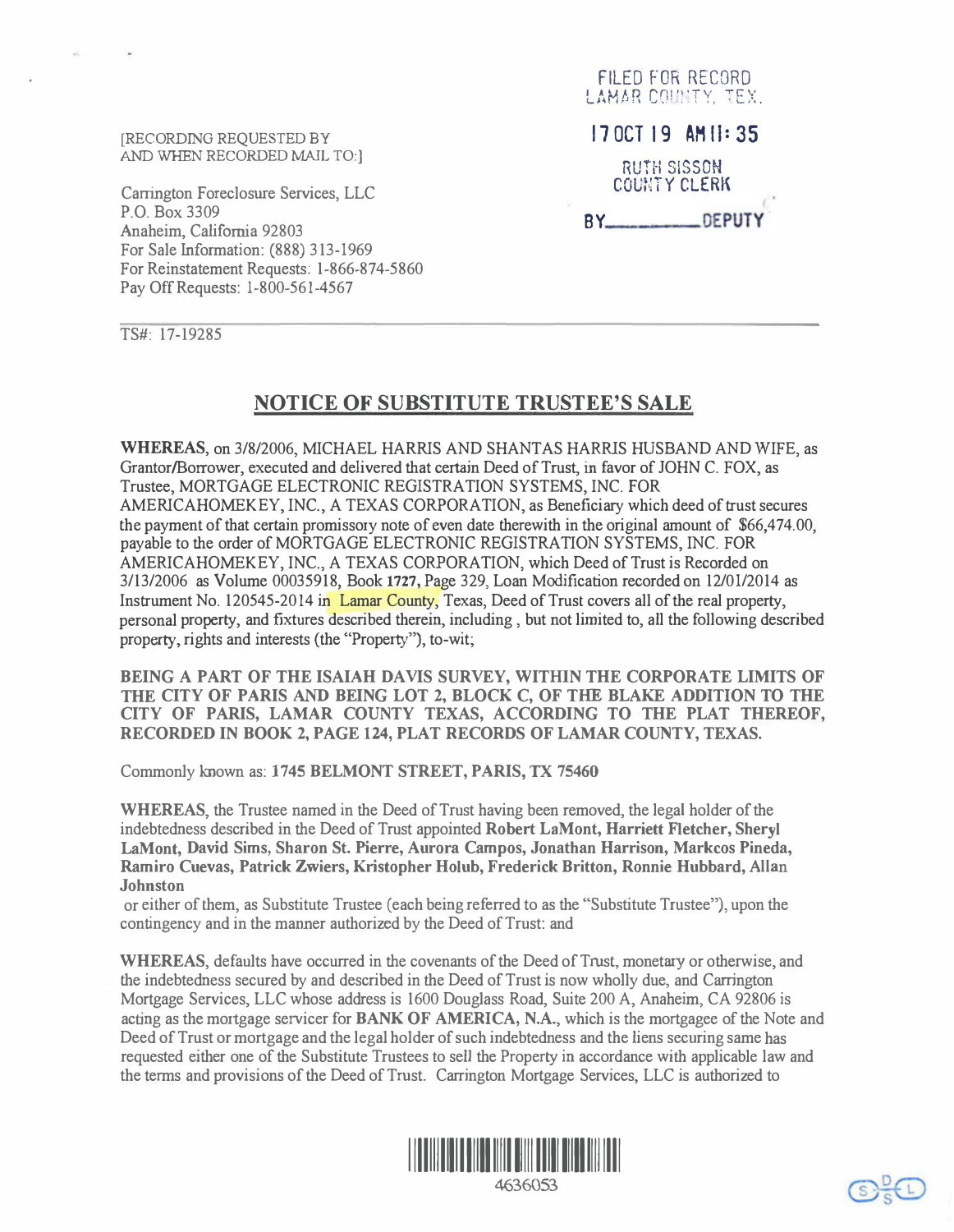[RECORDING REQUESTED BY
AND WHEN RECORDED MAIL TO:]

Carrington Foreclosure Services, LLC
P.O. Box 3309
Anaheim, California 92803
For Sale Information: (888) 313-1969
For Reinstatement Requests: 1-866-874-5860
Pay Off Requests: 1-800-561-4567

FILED FOR RECORD
LAMAR COUNTY, TEX.

17 OCT 19 AM 11:35

RUTH SISSON
COUNTY CLERK

BY_________ DEPUTY

---

TS#: 17-19285

## NOTICE OF SUBSTITUTE TRUSTEE'S SALE

**WHEREAS**, on 3/8/2006, MICHAEL HARRIS AND SHANTAS HARRIS HUSBAND AND WIFE, as Grantor/Borrower, executed and delivered that certain Deed of Trust, in favor of JOHN C. FOX, as Trustee, MORTGAGE ELECTRONIC REGISTRATION SYSTEMS, INC. FOR AMERICAHOMEKEY, INC., A TEXAS CORPORATION, as Beneficiary which deed of trust secures the payment of that certain promissory note of even date therewith in the original amount of $66,474.00, payable to the order of MORTGAGE ELECTRONIC REGISTRATION SYSTEMS, INC. FOR AMERICAHOMEKEY, INC., A TEXAS CORPORATION, which Deed of Trust is Recorded on 3/13/2006 as Volume 00035918, Book **1727**, Page 329, Loan Modification recorded on 12/01/2014 as Instrument No. 120545-2014 in Lamar County, Texas, Deed of Trust covers all of the real property, personal property, and fixtures described therein, including , but not limited to, all the following described property, rights and interests (the "Property"), to-wit;

**BEING A PART OF THE ISAIAH DAVIS SURVEY, WITHIN THE CORPORATE LIMITS OF THE CITY OF PARIS AND BEING LOT 2, BLOCK C, OF THE BLAKE ADDITION TO THE CITY OF PARIS, LAMAR COUNTY TEXAS, ACCORDING TO THE PLAT THEREOF, RECORDED IN BOOK 2, PAGE 124, PLAT RECORDS OF LAMAR COUNTY, TEXAS.**

Commonly known as: **1745 BELMONT STREET, PARIS, TX 75460**

**WHEREAS**, the Trustee named in the Deed of Trust having been removed, the legal holder of the indebtedness described in the Deed of Trust appointed **Robert LaMont, Harriett Fletcher, Sheryl LaMont, David Sims, Sharon St. Pierre, Aurora Campos, Jonathan Harrison, Markcos Pineda, Ramiro Cuevas, Patrick Zwiers, Kristopher Holub, Frederick Britton, Ronnie Hubbard, Allan Johnston**
or either of them, as Substitute Trustee (each being referred to as the "Substitute Trustee"), upon the contingency and in the manner authorized by the Deed of Trust: and

**WHEREAS**, defaults have occurred in the covenants of the Deed of Trust, monetary or otherwise, and the indebtedness secured by and described in the Deed of Trust is now wholly due, and Carrington Mortgage Services, LLC whose address is 1600 Douglass Road, Suite 200 A, Anaheim, CA 92806 is acting as the mortgage servicer for **BANK OF AMERICA, N.A.**, which is the mortgagee of the Note and Deed of Trust or mortgage and the legal holder of such indebtedness and the liens securing same has requested either one of the Substitute Trustees to sell the Property in accordance with applicable law and the terms and provisions of the Deed of Trust. Carrington Mortgage Services, LLC is authorized to

4636053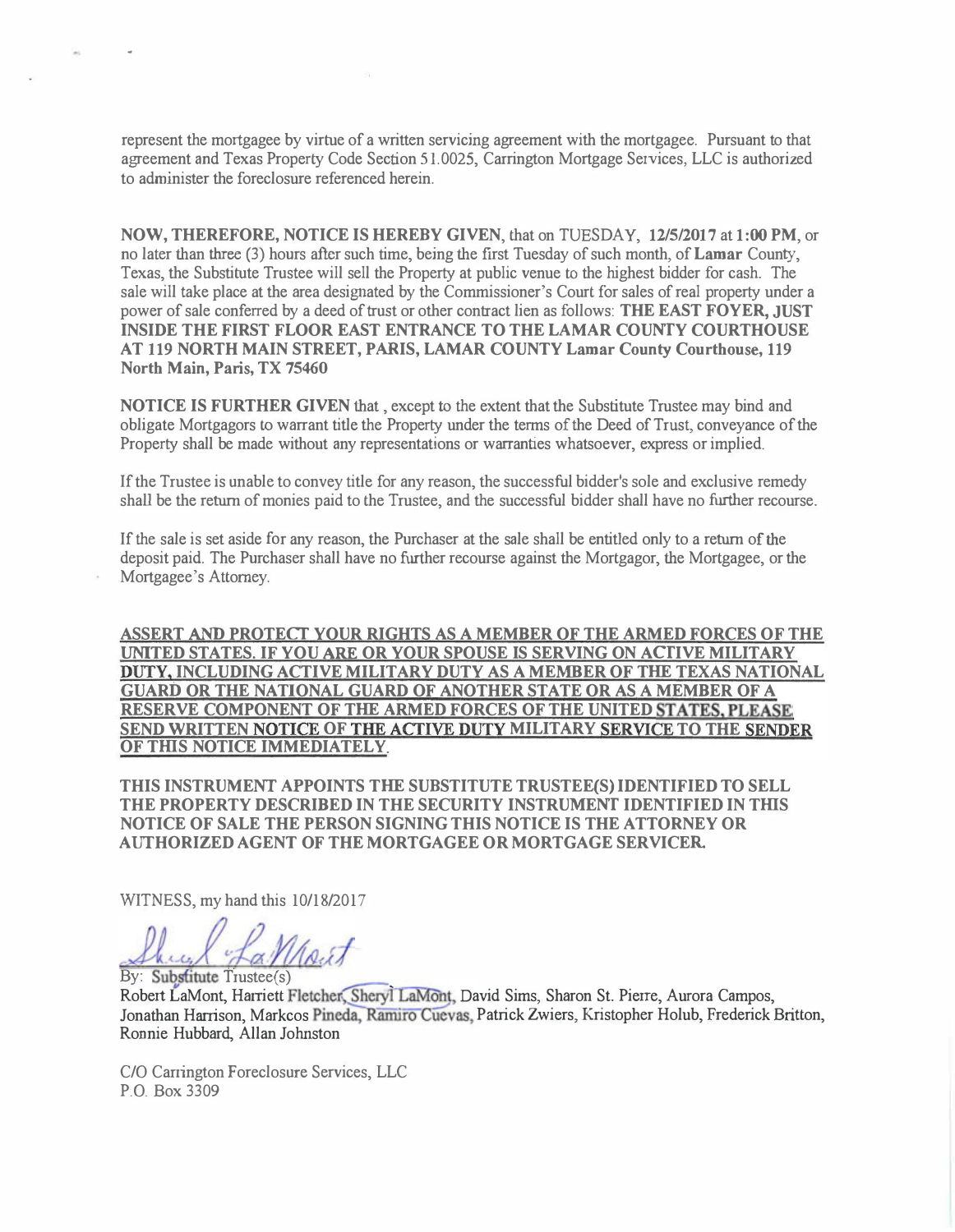represent the mortgagee by virtue of a written servicing agreement with the mortgagee. Pursuant to that agreement and Texas Property Code Section 51.0025, Carrington Mortgage Services, LLC is authorized to administer the foreclosure referenced herein.

**NOW, THEREFORE, NOTICE IS HEREBY GIVEN**, that on TUESDAY, **12/5/2017** at **1:00 PM**, or no later than three (3) hours after such time, being the first Tuesday of such month, of **Lamar** County, Texas, the Substitute Trustee will sell the Property at public venue to the highest bidder for cash. The sale will take place at the area designated by the Commissioner's Court for sales of real property under a power of sale conferred by a deed of trust or other contract lien as follows: **THE EAST FOYER, JUST INSIDE THE FIRST FLOOR EAST ENTRANCE TO THE LAMAR COUNTY COURTHOUSE AT 119 NORTH MAIN STREET, PARIS, LAMAR COUNTY Lamar County Courthouse, 119 North Main, Paris, TX 75460**

**NOTICE IS FURTHER GIVEN** that , except to the extent that the Substitute Trustee may bind and obligate Mortgagors to warrant title the Property under the terms of the Deed of Trust, conveyance of the Property shall be made without any representations or warranties whatsoever, express or implied.

If the Trustee is unable to convey title for any reason, the successful bidder's sole and exclusive remedy shall be the return of monies paid to the Trustee, and the successful bidder shall have no further recourse.

If the sale is set aside for any reason, the Purchaser at the sale shall be entitled only to a return of the deposit paid. The Purchaser shall have no further recourse against the Mortgagor, the Mortgagee, or the Mortgagee's Attorney.

**ASSERT AND PROTECT YOUR RIGHTS AS A MEMBER OF THE ARMED FORCES OF THE UNITED STATES. IF YOU ARE OR YOUR SPOUSE IS SERVING ON ACTIVE MILITARY DUTY, INCLUDING ACTIVE MILITARY DUTY AS A MEMBER OF THE TEXAS NATIONAL GUARD OR THE NATIONAL GUARD OF ANOTHER STATE OR AS A MEMBER OF A RESERVE COMPONENT OF THE ARMED FORCES OF THE UNITED STATES, PLEASE SEND WRITTEN NOTICE OF THE ACTIVE DUTY MILITARY SERVICE TO THE SENDER OF THIS NOTICE IMMEDIATELY.**

**THIS INSTRUMENT APPOINTS THE SUBSTITUTE TRUSTEE(S) IDENTIFIED TO SELL THE PROPERTY DESCRIBED IN THE SECURITY INSTRUMENT IDENTIFIED IN THIS NOTICE OF SALE THE PERSON SIGNING THIS NOTICE IS THE ATTORNEY OR AUTHORIZED AGENT OF THE MORTGAGEE OR MORTGAGE SERVICER.**

WITNESS, my hand this 10/18/2017

Sheryl LaMont

By: Substitute Trustee(s)
Robert LaMont, Harriett Fletcher, Sheryl LaMont, David Sims, Sharon St. Pierre, Aurora Campos, Jonathan Harrison, Markcos Pineda, Ramiro Cuevas, Patrick Zwiers, Kristopher Holub, Frederick Britton, Ronnie Hubbard, Allan Johnston

C/O Carrington Foreclosure Services, LLC
P.O. Box 3309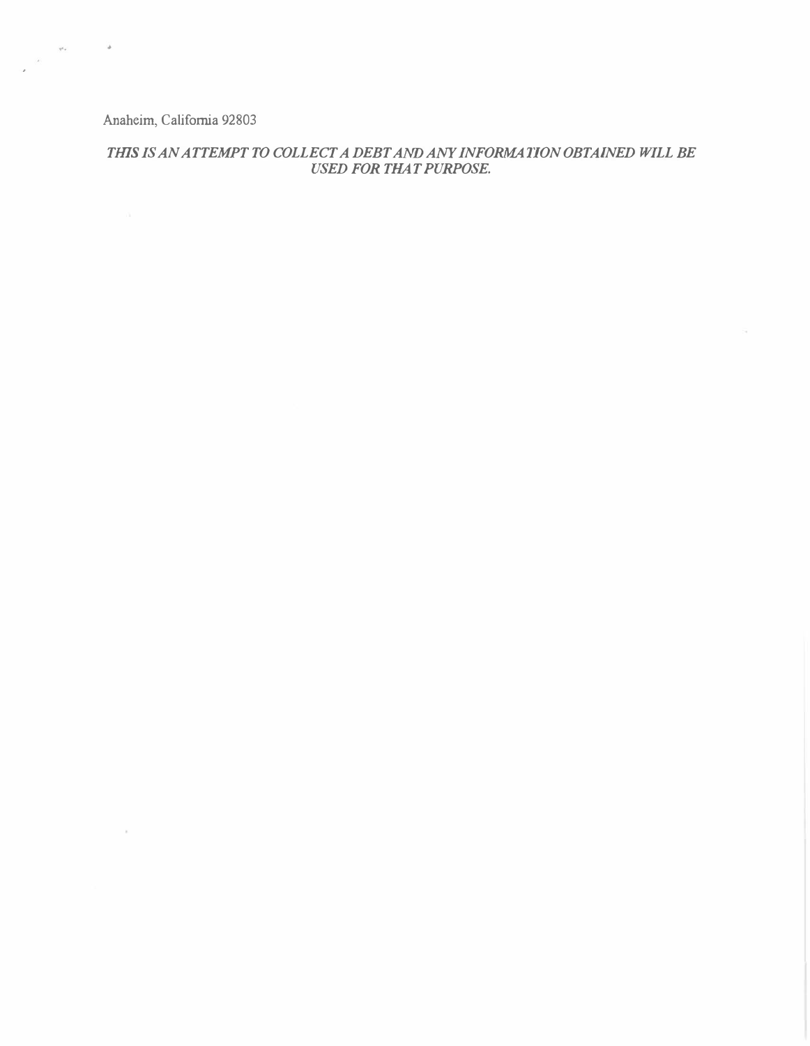Anaheim, California 92803

*THIS IS AN ATTEMPT TO COLLECT A DEBT AND ANY INFORMATION OBTAINED WILL BE USED FOR THAT PURPOSE.*